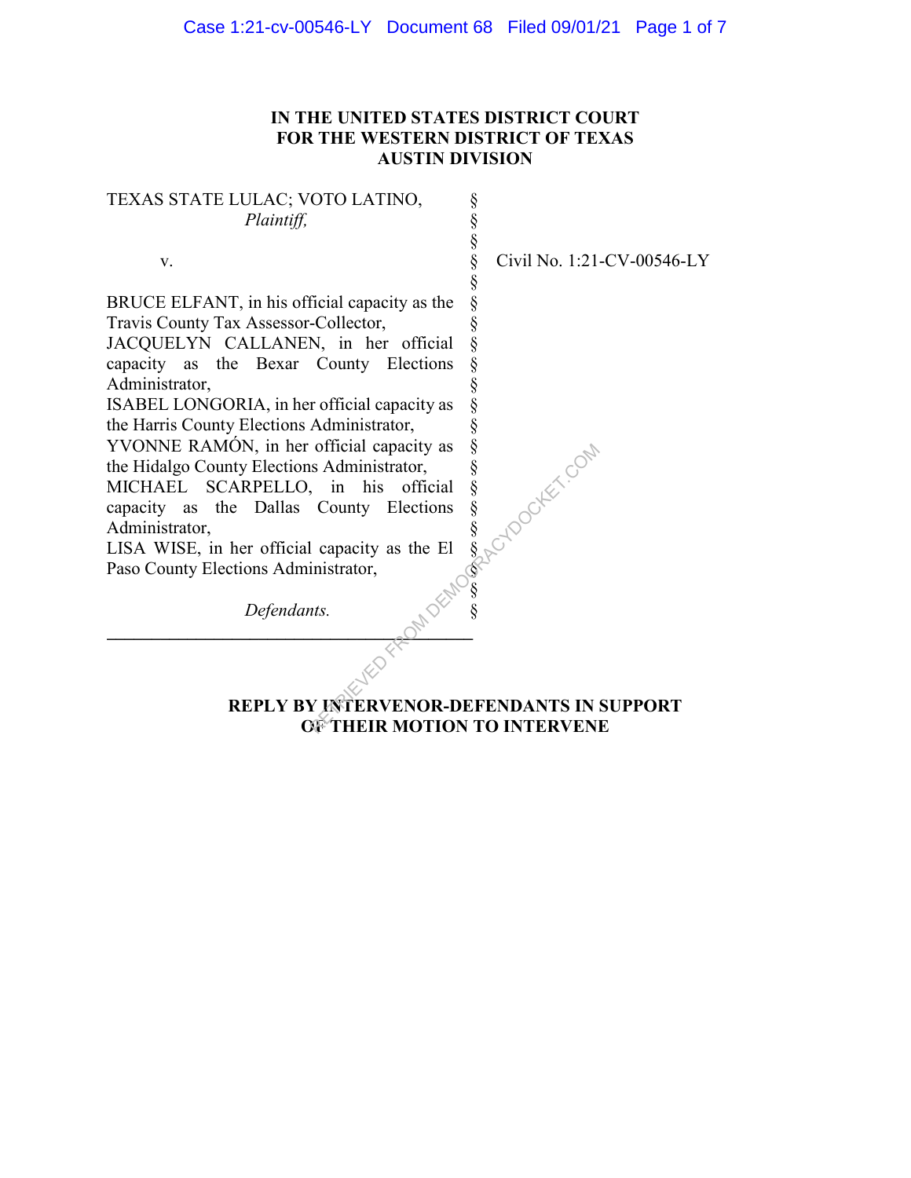**IN THE UNITED STATES DISTRICT COURT**
**FOR THE WESTERN DISTRICT OF TEXAS**
**AUSTIN DIVISION**

| | | |
|---|---|---|
| TEXAS STATE LULAC; VOTO LATINO, *Plaintiff,* | § | |
| v. | § | Civil No. 1:21-CV-00546-LY |
| BRUCE ELFANT, in his official capacity as the Travis County Tax Assessor-Collector, JACQUELYN CALLANEN, in her official capacity as the Bexar County Elections Administrator, ISABEL LONGORIA, in her official capacity as the Harris County Elections Administrator, YVONNE RAMÓN, in her official capacity as the Hidalgo County Elections Administrator, MICHAEL SCARPELLO, in his official capacity as the Dallas County Elections Administrator, LISA WISE, in her official capacity as the El Paso County Elections Administrator, | § | |
| *Defendants.* | § | |

**REPLY BY INTERVENOR-DEFENDANTS IN SUPPORT OF THEIR MOTION TO INTERVENE**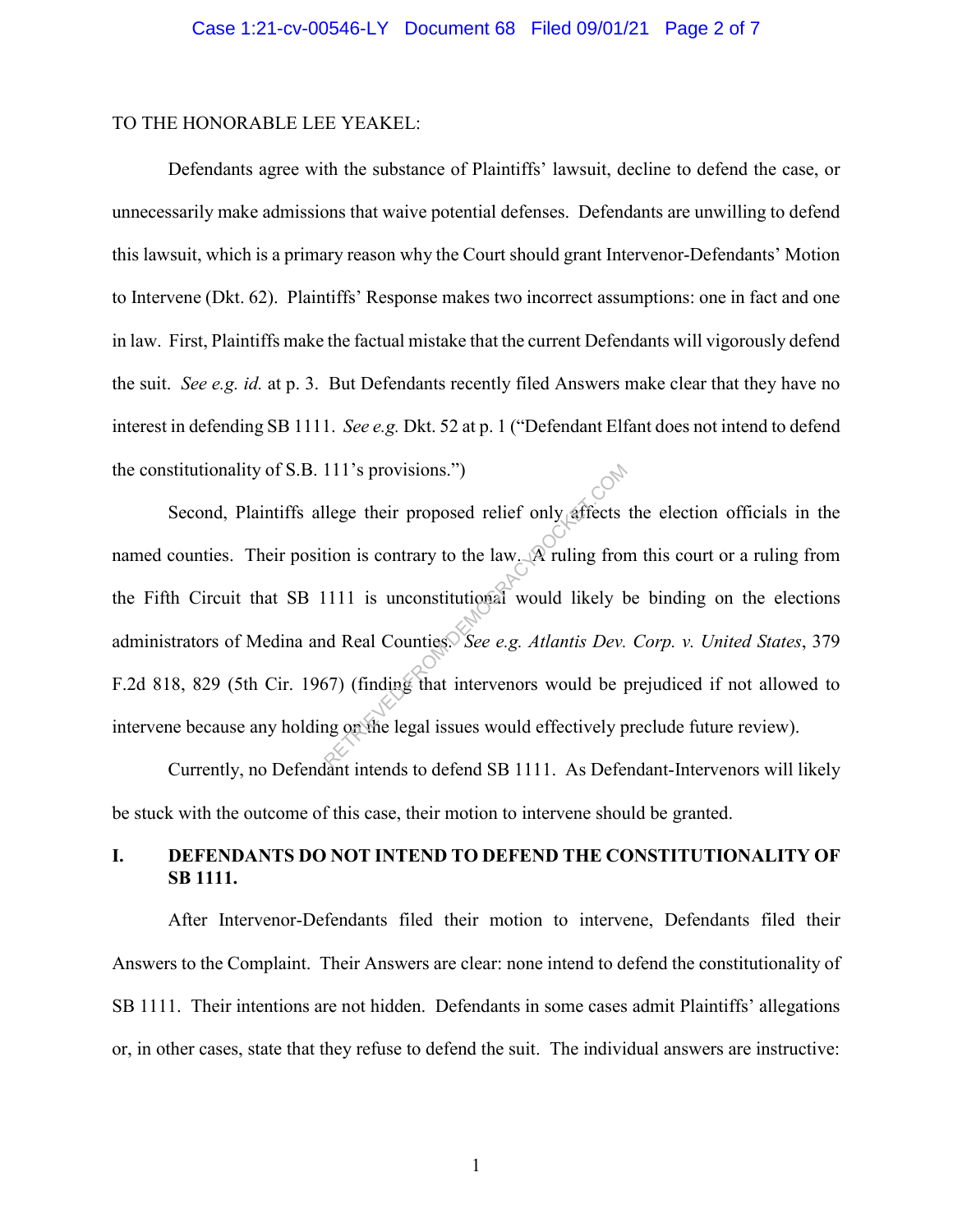TO THE HONORABLE LEE YEAKEL:

Defendants agree with the substance of Plaintiffs' lawsuit, decline to defend the case, or unnecessarily make admissions that waive potential defenses. Defendants are unwilling to defend this lawsuit, which is a primary reason why the Court should grant Intervenor-Defendants' Motion to Intervene (Dkt. 62). Plaintiffs' Response makes two incorrect assumptions: one in fact and one in law. First, Plaintiffs make the factual mistake that the current Defendants will vigorously defend the suit. *See e.g. id.* at p. 3. But Defendants recently filed Answers make clear that they have no interest in defending SB 1111. *See e.g.* Dkt. 52 at p. 1 ("Defendant Elfant does not intend to defend the constitutionality of S.B. 111's provisions.")

Second, Plaintiffs allege their proposed relief only affects the election officials in the named counties. Their position is contrary to the law. A ruling from this court or a ruling from the Fifth Circuit that SB 1111 is unconstitutional would likely be binding on the elections administrators of Medina and Real Counties. *See e.g. Atlantis Dev. Corp. v. United States*, 379 F.2d 818, 829 (5th Cir. 1967) (finding that intervenors would be prejudiced if not allowed to intervene because any holding on the legal issues would effectively preclude future review).

Currently, no Defendant intends to defend SB 1111. As Defendant-Intervenors will likely be stuck with the outcome of this case, their motion to intervene should be granted.

## I. DEFENDANTS DO NOT INTEND TO DEFEND THE CONSTITUTIONALITY OF SB 1111.

After Intervenor-Defendants filed their motion to intervene, Defendants filed their Answers to the Complaint. Their Answers are clear: none intend to defend the constitutionality of SB 1111. Their intentions are not hidden. Defendants in some cases admit Plaintiffs' allegations or, in other cases, state that they refuse to defend the suit. The individual answers are instructive: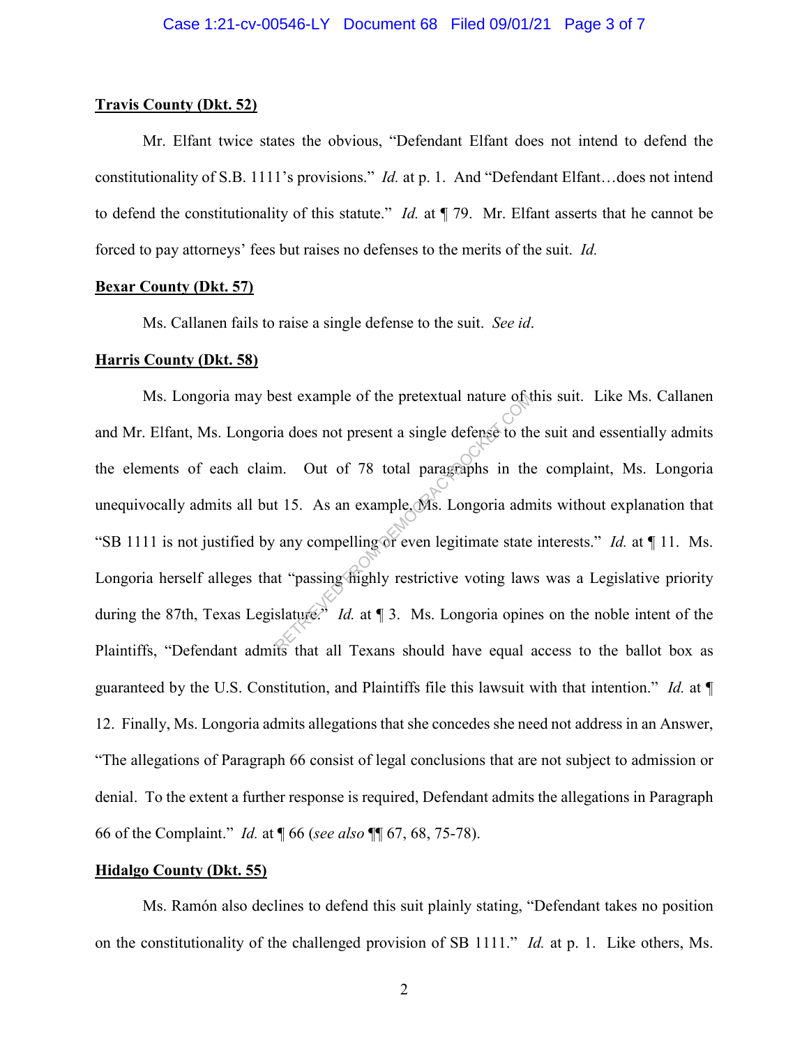**Travis County (Dkt. 52)**

Mr. Elfant twice states the obvious, "Defendant Elfant does not intend to defend the constitutionality of S.B. 1111's provisions." *Id.* at p. 1. And "Defendant Elfant…does not intend to defend the constitutionality of this statute." *Id.* at ¶ 79. Mr. Elfant asserts that he cannot be forced to pay attorneys' fees but raises no defenses to the merits of the suit. *Id.*

**Bexar County (Dkt. 57)**

Ms. Callanen fails to raise a single defense to the suit. *See id*.

**Harris County (Dkt. 58)**

Ms. Longoria may best example of the pretextual nature of this suit. Like Ms. Callanen and Mr. Elfant, Ms. Longoria does not present a single defense to the suit and essentially admits the elements of each claim. Out of 78 total paragraphs in the complaint, Ms. Longoria unequivocally admits all but 15. As an example, Ms. Longoria admits without explanation that "SB 1111 is not justified by any compelling or even legitimate state interests." *Id.* at ¶ 11. Ms. Longoria herself alleges that "passing highly restrictive voting laws was a Legislative priority during the 87th, Texas Legislature." *Id.* at ¶ 3. Ms. Longoria opines on the noble intent of the Plaintiffs, "Defendant admits that all Texans should have equal access to the ballot box as guaranteed by the U.S. Constitution, and Plaintiffs file this lawsuit with that intention." *Id.* at ¶ 12. Finally, Ms. Longoria admits allegations that she concedes she need not address in an Answer, "The allegations of Paragraph 66 consist of legal conclusions that are not subject to admission or denial. To the extent a further response is required, Defendant admits the allegations in Paragraph 66 of the Complaint." *Id.* at ¶ 66 (*see also* ¶¶ 67, 68, 75-78).

**Hidalgo County (Dkt. 55)**

Ms. Ramón also declines to defend this suit plainly stating, "Defendant takes no position on the constitutionality of the challenged provision of SB 1111." *Id.* at p. 1. Like others, Ms.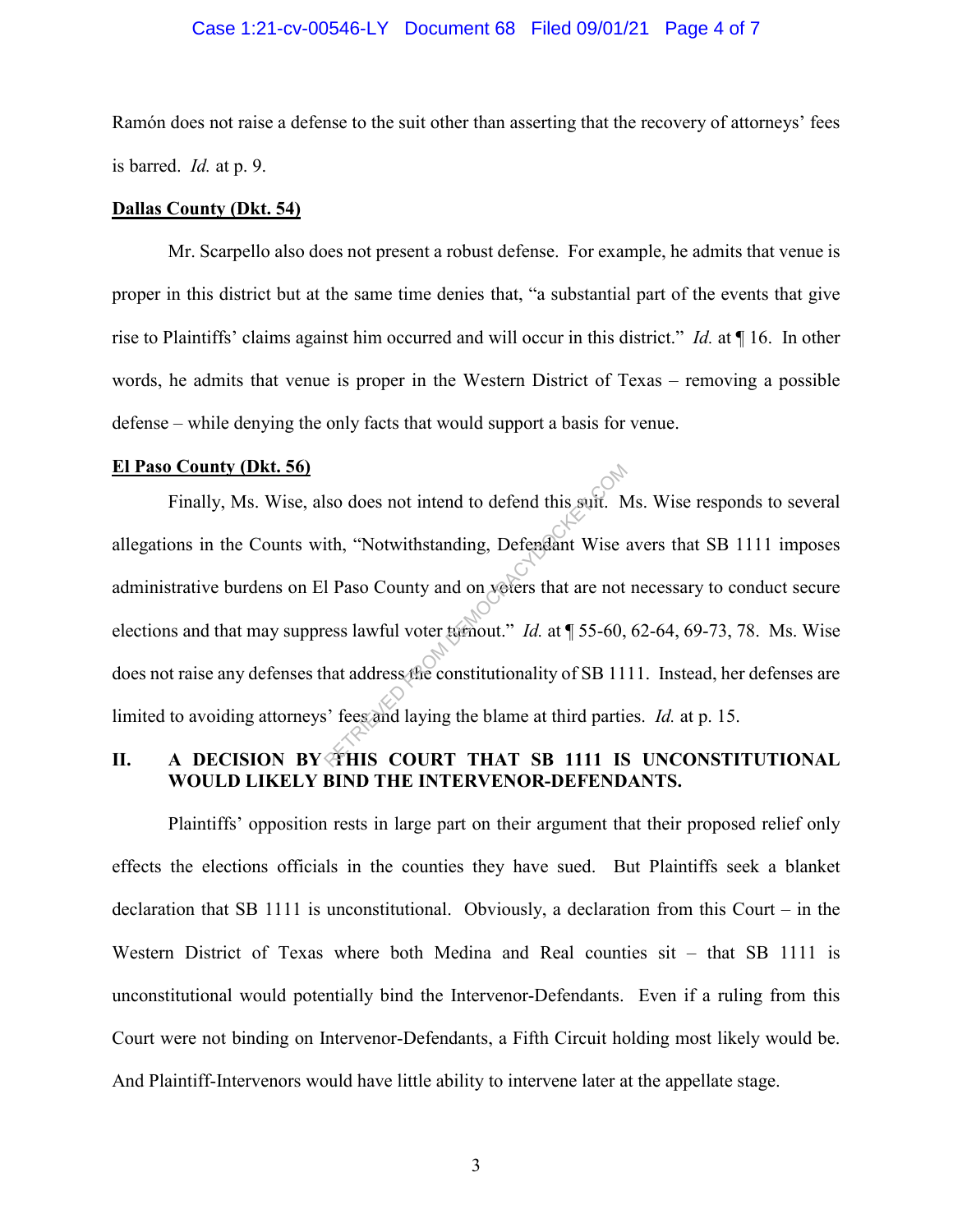Ramón does not raise a defense to the suit other than asserting that the recovery of attorneys' fees is barred. *Id.* at p. 9.

**Dallas County (Dkt. 54)**

Mr. Scarpello also does not present a robust defense. For example, he admits that venue is proper in this district but at the same time denies that, "a substantial part of the events that give rise to Plaintiffs' claims against him occurred and will occur in this district." *Id.* at ¶ 16. In other words, he admits that venue is proper in the Western District of Texas – removing a possible defense – while denying the only facts that would support a basis for venue.

**El Paso County (Dkt. 56)**

Finally, Ms. Wise, also does not intend to defend this suit. Ms. Wise responds to several allegations in the Counts with, "Notwithstanding, Defendant Wise avers that SB 1111 imposes administrative burdens on El Paso County and on voters that are not necessary to conduct secure elections and that may suppress lawful voter turnout." *Id.* at ¶ 55-60, 62-64, 69-73, 78. Ms. Wise does not raise any defenses that address the constitutionality of SB 1111. Instead, her defenses are limited to avoiding attorneys' fees and laying the blame at third parties. *Id.* at p. 15.

## II. A DECISION BY THIS COURT THAT SB 1111 IS UNCONSTITUTIONAL WOULD LIKELY BIND THE INTERVENOR-DEFENDANTS.

Plaintiffs' opposition rests in large part on their argument that their proposed relief only effects the elections officials in the counties they have sued. But Plaintiffs seek a blanket declaration that SB 1111 is unconstitutional. Obviously, a declaration from this Court – in the Western District of Texas where both Medina and Real counties sit – that SB 1111 is unconstitutional would potentially bind the Intervenor-Defendants. Even if a ruling from this Court were not binding on Intervenor-Defendants, a Fifth Circuit holding most likely would be. And Plaintiff-Intervenors would have little ability to intervene later at the appellate stage.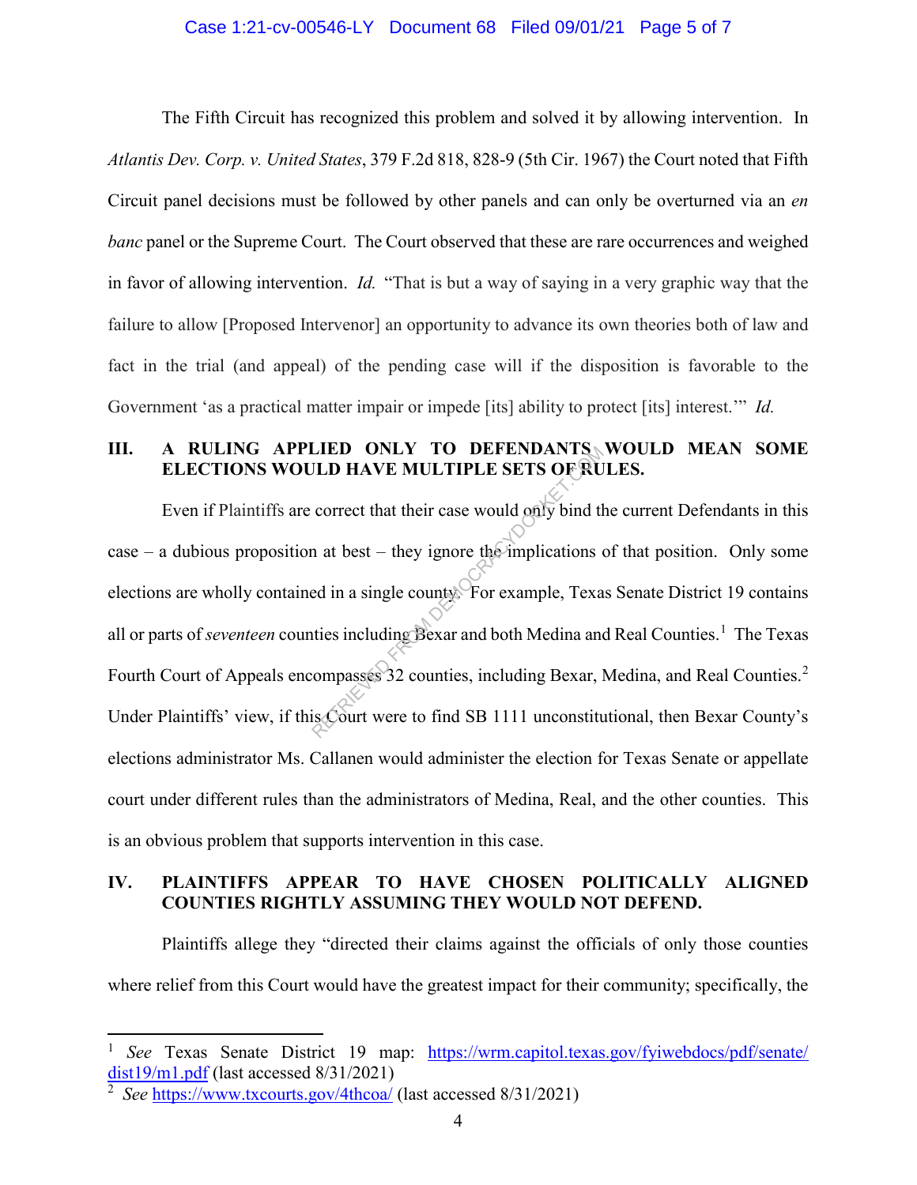The Fifth Circuit has recognized this problem and solved it by allowing intervention. In *Atlantis Dev. Corp. v. United States*, 379 F.2d 818, 828-9 (5th Cir. 1967) the Court noted that Fifth Circuit panel decisions must be followed by other panels and can only be overturned via an *en banc* panel or the Supreme Court. The Court observed that these are rare occurrences and weighed in favor of allowing intervention. *Id.* "That is but a way of saying in a very graphic way that the failure to allow [Proposed Intervenor] an opportunity to advance its own theories both of law and fact in the trial (and appeal) of the pending case will if the disposition is favorable to the Government 'as a practical matter impair or impede [its] ability to protect [its] interest.'" *Id.*

## III. A RULING APPLIED ONLY TO DEFENDANTS WOULD MEAN SOME ELECTIONS WOULD HAVE MULTIPLE SETS OF RULES.

Even if Plaintiffs are correct that their case would only bind the current Defendants in this case – a dubious proposition at best – they ignore the implications of that position. Only some elections are wholly contained in a single county. For example, Texas Senate District 19 contains all or parts of *seventeen* counties including Bexar and both Medina and Real Counties.[1] The Texas Fourth Court of Appeals encompasses 32 counties, including Bexar, Medina, and Real Counties.[2] Under Plaintiffs' view, if this Court were to find SB 1111 unconstitutional, then Bexar County's elections administrator Ms. Callanen would administer the election for Texas Senate or appellate court under different rules than the administrators of Medina, Real, and the other counties. This is an obvious problem that supports intervention in this case.

## IV. PLAINTIFFS APPEAR TO HAVE CHOSEN POLITICALLY ALIGNED COUNTIES RIGHTLY ASSUMING THEY WOULD NOT DEFEND.

Plaintiffs allege they "directed their claims against the officials of only those counties where relief from this Court would have the greatest impact for their community; specifically, the

---

[1] *See* Texas Senate District 19 map: https://wrm.capitol.texas.gov/fyiwebdocs/pdf/senate/dist19/m1.pdf (last accessed 8/31/2021)

[2] *See* https://www.txcourts.gov/4thcoa/ (last accessed 8/31/2021)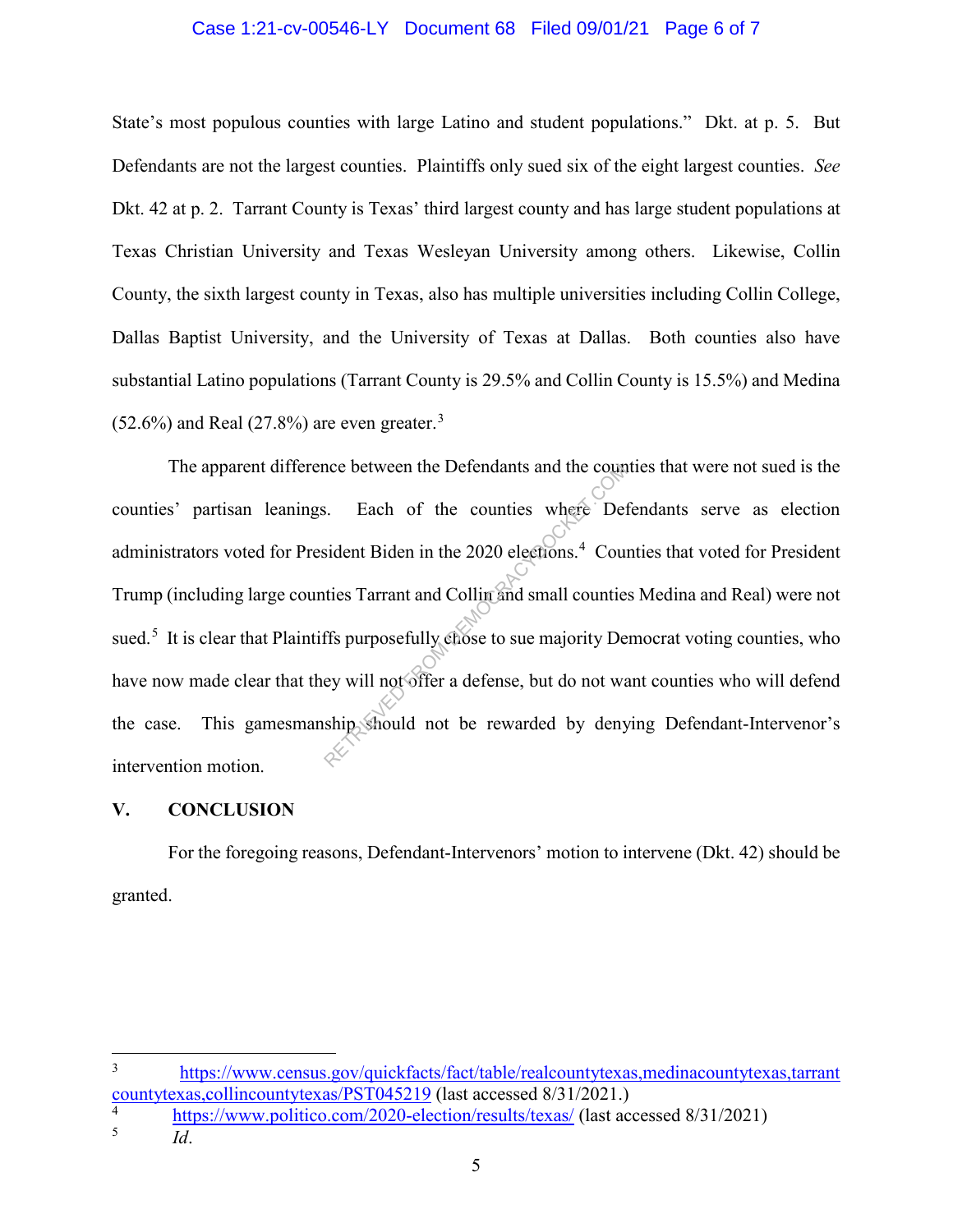State's most populous counties with large Latino and student populations." Dkt. at p. 5. But Defendants are not the largest counties. Plaintiffs only sued six of the eight largest counties. *See* Dkt. 42 at p. 2. Tarrant County is Texas' third largest county and has large student populations at Texas Christian University and Texas Wesleyan University among others. Likewise, Collin County, the sixth largest county in Texas, also has multiple universities including Collin College, Dallas Baptist University, and the University of Texas at Dallas. Both counties also have substantial Latino populations (Tarrant County is 29.5% and Collin County is 15.5%) and Medina (52.6%) and Real (27.8%) are even greater.[3]

The apparent difference between the Defendants and the counties that were not sued is the counties' partisan leanings. Each of the counties where Defendants serve as election administrators voted for President Biden in the 2020 elections.[4] Counties that voted for President Trump (including large counties Tarrant and Collin and small counties Medina and Real) were not sued.[5] It is clear that Plaintiffs purposefully chose to sue majority Democrat voting counties, who have now made clear that they will not offer a defense, but do not want counties who will defend the case. This gamesmanship should not be rewarded by denying Defendant-Intervenor's intervention motion.

## V. CONCLUSION

For the foregoing reasons, Defendant-Intervenors' motion to intervene (Dkt. 42) should be granted.

---

[3] https://www.census.gov/quickfacts/fact/table/realcountytexas,medinacountytexas,tarrantcountytexas,collincountytexas/PST045219 (last accessed 8/31/2021.)

[4] https://www.politico.com/2020-election/results/texas/ (last accessed 8/31/2021)

[5] *Id*.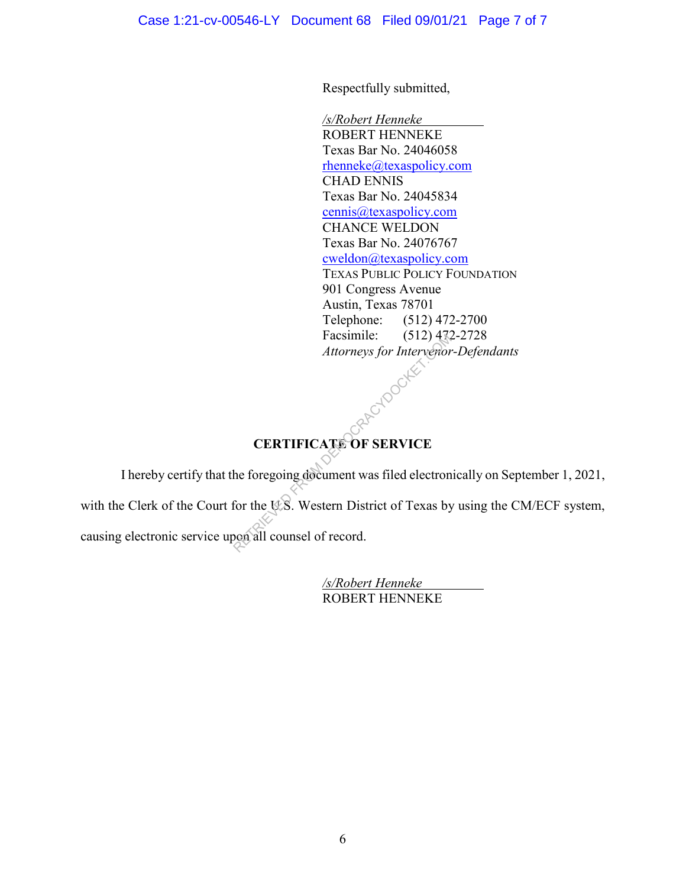Respectfully submitted,

*/s/Robert Henneke*
ROBERT HENNEKE
Texas Bar No. 24046058
rhenneke@texaspolicy.com
CHAD ENNIS
Texas Bar No. 24045834
cennis@texaspolicy.com
CHANCE WELDON
Texas Bar No. 24076767
cweldon@texaspolicy.com
TEXAS PUBLIC POLICY FOUNDATION
901 Congress Avenue
Austin, Texas 78701
Telephone: (512) 472-2700
Facsimile: (512) 472-2728
*Attorneys for Intervenor-Defendants*

## CERTIFICATE OF SERVICE

I hereby certify that the foregoing document was filed electronically on September 1, 2021, with the Clerk of the Court for the U.S. Western District of Texas by using the CM/ECF system, causing electronic service upon all counsel of record.

*/s/Robert Henneke*
ROBERT HENNEKE